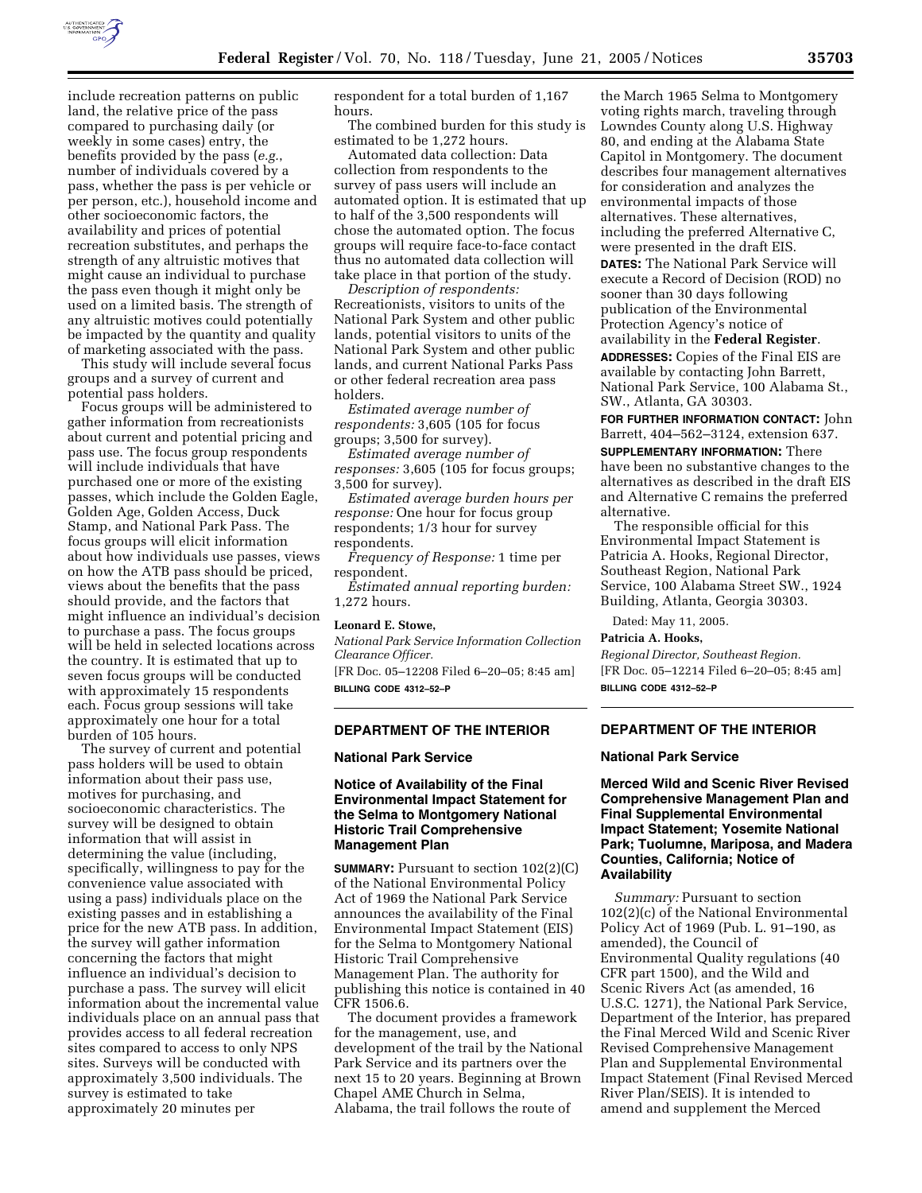include recreation patterns on public land, the relative price of the pass compared to purchasing daily (or weekly in some cases) entry, the benefits provided by the pass (*e.g.*, number of individuals covered by a pass, whether the pass is per vehicle or per person, etc.), household income and other socioeconomic factors, the availability and prices of potential recreation substitutes, and perhaps the strength of any altruistic motives that might cause an individual to purchase the pass even though it might only be used on a limited basis. The strength of any altruistic motives could potentially be impacted by the quantity and quality of marketing associated with the pass.

This study will include several focus groups and a survey of current and potential pass holders.

Focus groups will be administered to gather information from recreationists about current and potential pricing and pass use. The focus group respondents will include individuals that have purchased one or more of the existing passes, which include the Golden Eagle, Golden Age, Golden Access, Duck Stamp, and National Park Pass. The focus groups will elicit information about how individuals use passes, views on how the ATB pass should be priced, views about the benefits that the pass should provide, and the factors that might influence an individual's decision to purchase a pass. The focus groups will be held in selected locations across the country. It is estimated that up to seven focus groups will be conducted with approximately 15 respondents each. Focus group sessions will take approximately one hour for a total burden of 105 hours.

The survey of current and potential pass holders will be used to obtain information about their pass use, motives for purchasing, and socioeconomic characteristics. The survey will be designed to obtain information that will assist in determining the value (including, specifically, willingness to pay for the convenience value associated with using a pass) individuals place on the existing passes and in establishing a price for the new ATB pass. In addition, the survey will gather information concerning the factors that might influence an individual's decision to purchase a pass. The survey will elicit information about the incremental value individuals place on an annual pass that provides access to all federal recreation sites compared to access to only NPS sites. Surveys will be conducted with approximately 3,500 individuals. The survey is estimated to take approximately 20 minutes per respondent for a total burden of 1,167 hours.

The combined burden for this study is estimated to be 1,272 hours.

Automated data collection: Data collection from respondents to the survey of pass users will include an automated option. It is estimated that up to half of the 3,500 respondents will chose the automated option. The focus groups will require face-to-face contact thus no automated data collection will take place in that portion of the study.

*Description of respondents:* Recreationists, visitors to units of the National Park System and other public lands, potential visitors to units of the National Park System and other public lands, and current National Parks Pass or other federal recreation area pass holders.

*Estimated average number of respondents:* 3,605 (105 for focus groups; 3,500 for survey).

*Estimated average number of responses:* 3,605 (105 for focus groups; 3,500 for survey).

*Estimated average burden hours per response:* One hour for focus group respondents; 1/3 hour for survey respondents.

*Frequency of Response:* 1 time per respondent.

*Estimated annual reporting burden:* 1,272 hours.

**Leonard E. Stowe,**

*National Park Service Information Collection Clearance Officer.*

[FR Doc. 05–12208 Filed 6–20–05; 8:45 am]

**BILLING CODE 4312–52–P**

## DEPARTMENT OF THE INTERIOR

### National Park Service

### Notice of Availability of the Final Environmental Impact Statement for the Selma to Montgomery National Historic Trail Comprehensive Management Plan

**SUMMARY:** Pursuant to section 102(2)(C) of the National Environmental Policy Act of 1969 the National Park Service announces the availability of the Final Environmental Impact Statement (EIS) for the Selma to Montgomery National Historic Trail Comprehensive Management Plan. The authority for publishing this notice is contained in 40 CFR 1506.6.

The document provides a framework for the management, use, and development of the trail by the National Park Service and its partners over the next 15 to 20 years. Beginning at Brown Chapel AME Church in Selma, Alabama, the trail follows the route of the March 1965 Selma to Montgomery voting rights march, traveling through Lowndes County along U.S. Highway 80, and ending at the Alabama State Capitol in Montgomery. The document describes four management alternatives for consideration and analyzes the environmental impacts of those alternatives. These alternatives, including the preferred Alternative C, were presented in the draft EIS.

**DATES:** The National Park Service will execute a Record of Decision (ROD) no sooner than 30 days following publication of the Environmental Protection Agency's notice of availability in the **Federal Register**.

**ADDRESSES:** Copies of the Final EIS are available by contacting John Barrett, National Park Service, 100 Alabama St., SW., Atlanta, GA 30303.

**FOR FURTHER INFORMATION CONTACT:** John Barrett, 404–562–3124, extension 637.

**SUPPLEMENTARY INFORMATION:** There have been no substantive changes to the alternatives as described in the draft EIS and Alternative C remains the preferred alternative.

The responsible official for this Environmental Impact Statement is Patricia A. Hooks, Regional Director, Southeast Region, National Park Service, 100 Alabama Street SW., 1924 Building, Atlanta, Georgia 30303.

Dated: May 11, 2005.

**Patricia A. Hooks,**

*Regional Director, Southeast Region.*

[FR Doc. 05–12214 Filed 6–20–05; 8:45 am]

**BILLING CODE 4312–52–P**

## DEPARTMENT OF THE INTERIOR

### National Park Service

### Merced Wild and Scenic River Revised Comprehensive Management Plan and Final Supplemental Environmental Impact Statement; Yosemite National Park; Tuolumne, Mariposa, and Madera Counties, California; Notice of Availability

*Summary:* Pursuant to section 102(2)(c) of the National Environmental Policy Act of 1969 (Pub. L. 91–190, as amended), the Council of Environmental Quality regulations (40 CFR part 1500), and the Wild and Scenic Rivers Act (as amended, 16 U.S.C. 1271), the National Park Service, Department of the Interior, has prepared the Final Merced Wild and Scenic River Revised Comprehensive Management Plan and Supplemental Environmental Impact Statement (Final Revised Merced River Plan/SEIS). It is intended to amend and supplement the Merced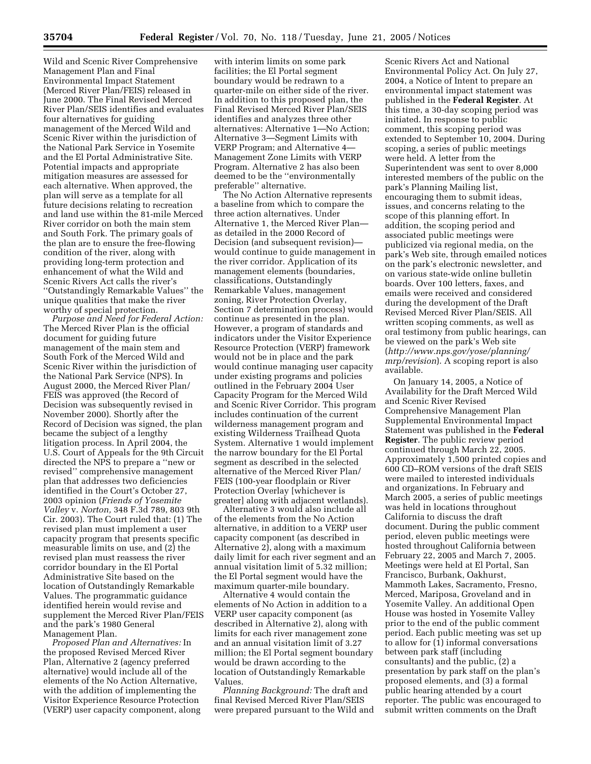Wild and Scenic River Comprehensive Management Plan and Final Environmental Impact Statement (Merced River Plan/FEIS) released in June 2000. The Final Revised Merced River Plan/SEIS identifies and evaluates four alternatives for guiding management of the Merced Wild and Scenic River within the jurisdiction of the National Park Service in Yosemite and the El Portal Administrative Site. Potential impacts and appropriate mitigation measures are assessed for each alternative. When approved, the plan will serve as a template for all future decisions relating to recreation and land use within the 81-mile Merced River corridor on both the main stem and South Fork. The primary goals of the plan are to ensure the free-flowing condition of the river, along with providing long-term protection and enhancement of what the Wild and Scenic Rivers Act calls the river's ''Outstandingly Remarkable Values'' the unique qualities that make the river worthy of special protection.

*Purpose and Need for Federal Action:* The Merced River Plan is the official document for guiding future management of the main stem and South Fork of the Merced Wild and Scenic River within the jurisdiction of the National Park Service (NPS). In August 2000, the Merced River Plan/FEIS was approved (the Record of Decision was subsequently revised in November 2000). Shortly after the Record of Decision was signed, the plan became the subject of a lengthy litigation process. In April 2004, the U.S. Court of Appeals for the 9th Circuit directed the NPS to prepare a ''new or revised'' comprehensive management plan that addresses two deficiencies identified in the Court's October 27, 2003 opinion (*Friends of Yosemite Valley* v. *Norton,* 348 F.3d 789, 803 9th Cir. 2003). The Court ruled that: (1) The revised plan must implement a user capacity program that presents specific measurable limits on use, and (2) the revised plan must reassess the river corridor boundary in the El Portal Administrative Site based on the location of Outstandingly Remarkable Values. The programmatic guidance identified herein would revise and supplement the Merced River Plan/FEIS and the park's 1980 General Management Plan.

*Proposed Plan and Alternatives:* In the proposed Revised Merced River Plan, Alternative 2 (agency preferred alternative) would include all of the elements of the No Action Alternative, with the addition of implementing the Visitor Experience Resource Protection (VERP) user capacity component, along with interim limits on some park facilities; the El Portal segment boundary would be redrawn to a quarter-mile on either side of the river. In addition to this proposed plan, the Final Revised Merced River Plan/SEIS identifies and analyzes three other alternatives: Alternative 1—No Action; Alternative 3—Segment Limits with VERP Program; and Alternative 4—Management Zone Limits with VERP Program. Alternative 2 has also been deemed to be the ''environmentally preferable'' alternative.

The No Action Alternative represents a baseline from which to compare the three action alternatives. Under Alternative 1, the Merced River Plan—as detailed in the 2000 Record of Decision (and subsequent revision)—would continue to guide management in the river corridor. Application of its management elements (boundaries, classifications, Outstandingly Remarkable Values, management zoning, River Protection Overlay, Section 7 determination process) would continue as presented in the plan. However, a program of standards and indicators under the Visitor Experience Resource Protection (VERP) framework would not be in place and the park would continue managing user capacity under existing programs and policies outlined in the February 2004 User Capacity Program for the Merced Wild and Scenic River Corridor. This program includes continuation of the current wilderness management program and existing Wilderness Trailhead Quota System. Alternative 1 would implement the narrow boundary for the El Portal segment as described in the selected alternative of the Merced River Plan/FEIS (100-year floodplain or River Protection Overlay [whichever is greater] along with adjacent wetlands).

Alternative 3 would also include all of the elements from the No Action alternative, in addition to a VERP user capacity component (as described in Alternative 2), along with a maximum daily limit for each river segment and an annual visitation limit of 5.32 million; the El Portal segment would have the maximum quarter-mile boundary.

Alternative 4 would contain the elements of No Action in addition to a VERP user capacity component (as described in Alternative 2), along with limits for each river management zone and an annual visitation limit of 3.27 million; the El Portal segment boundary would be drawn according to the location of Outstandingly Remarkable Values.

*Planning Background:* The draft and final Revised Merced River Plan/SEIS were prepared pursuant to the Wild and Scenic Rivers Act and National Environmental Policy Act. On July 27, 2004, a Notice of Intent to prepare an environmental impact statement was published in the **Federal Register**. At this time, a 30-day scoping period was initiated. In response to public comment, this scoping period was extended to September 10, 2004. During scoping, a series of public meetings were held. A letter from the Superintendent was sent to over 8,000 interested members of the public on the park's Planning Mailing list, encouraging them to submit ideas, issues, and concerns relating to the scope of this planning effort. In addition, the scoping period and associated public meetings were publicized via regional media, on the park's Web site, through emailed notices on the park's electronic newsletter, and on various state-wide online bulletin boards. Over 100 letters, faxes, and emails were received and considered during the development of the Draft Revised Merced River Plan/SEIS. All written scoping comments, as well as oral testimony from public hearings, can be viewed on the park's Web site (*http://www.nps.gov/yose/planning/mrp/revision*). A scoping report is also available.

On January 14, 2005, a Notice of Availability for the Draft Merced Wild and Scenic River Revised Comprehensive Management Plan Supplemental Environmental Impact Statement was published in the **Federal Register**. The public review period continued through March 22, 2005. Approximately 1,500 printed copies and 600 CD–ROM versions of the draft SEIS were mailed to interested individuals and organizations. In February and March 2005, a series of public meetings was held in locations throughout California to discuss the draft document. During the public comment period, eleven public meetings were hosted throughout California between February 22, 2005 and March 7, 2005. Meetings were held at El Portal, San Francisco, Burbank, Oakhurst, Mammoth Lakes, Sacramento, Fresno, Merced, Mariposa, Groveland and in Yosemite Valley. An additional Open House was hosted in Yosemite Valley prior to the end of the public comment period. Each public meeting was set up to allow for (1) informal conversations between park staff (including consultants) and the public, (2) a presentation by park staff on the plan's proposed elements, and (3) a formal public hearing attended by a court reporter. The public was encouraged to submit written comments on the Draft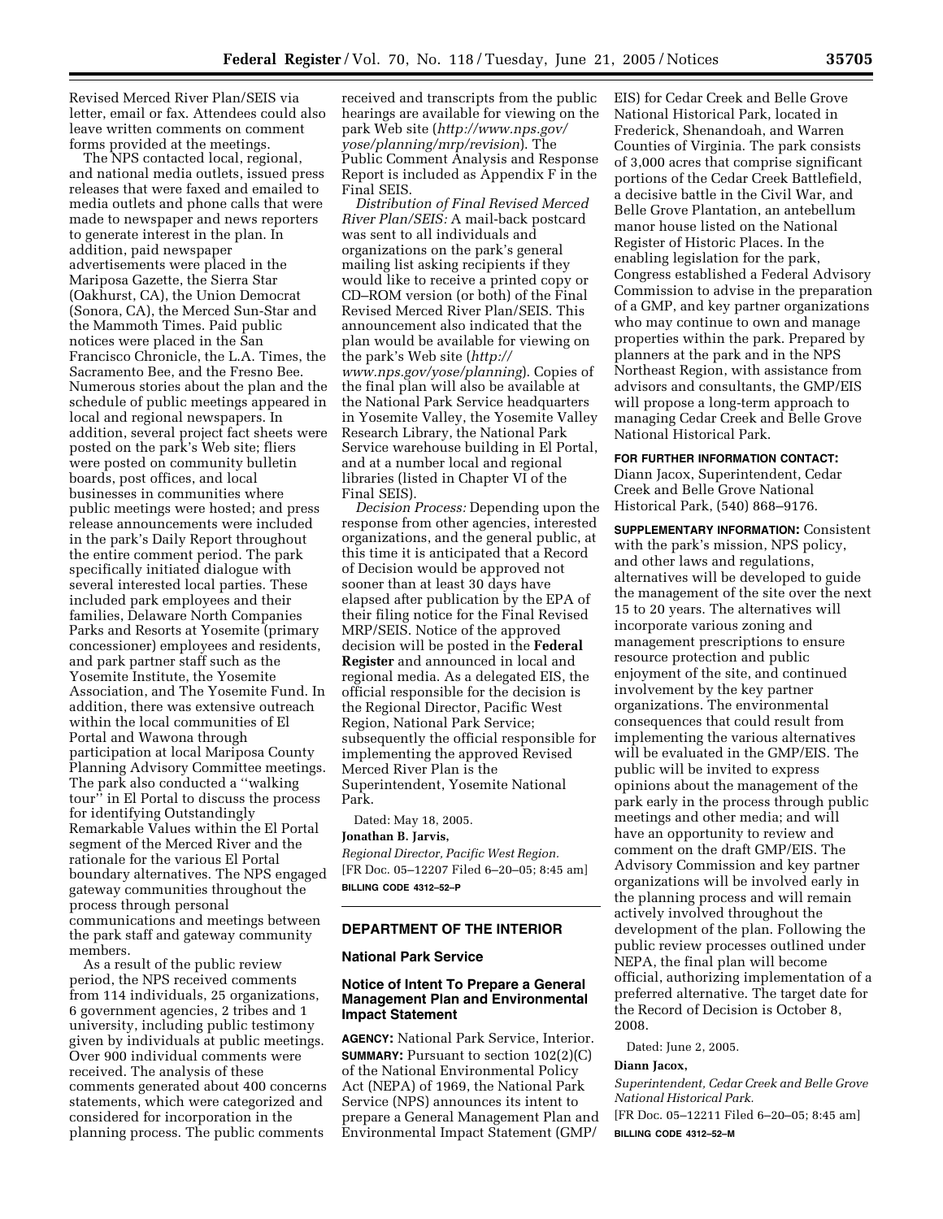Revised Merced River Plan/SEIS via letter, email or fax. Attendees could also leave written comments on comment forms provided at the meetings.

The NPS contacted local, regional, and national media outlets, issued press releases that were faxed and emailed to media outlets and phone calls that were made to newspaper and news reporters to generate interest in the plan. In addition, paid newspaper advertisements were placed in the Mariposa Gazette, the Sierra Star (Oakhurst, CA), the Union Democrat (Sonora, CA), the Merced Sun-Star and the Mammoth Times. Paid public notices were placed in the San Francisco Chronicle, the L.A. Times, the Sacramento Bee, and the Fresno Bee. Numerous stories about the plan and the schedule of public meetings appeared in local and regional newspapers. In addition, several project fact sheets were posted on the park's Web site; fliers were posted on community bulletin boards, post offices, and local businesses in communities where public meetings were hosted; and press release announcements were included in the park's Daily Report throughout the entire comment period. The park specifically initiated dialogue with several interested local parties. These included park employees and their families, Delaware North Companies Parks and Resorts at Yosemite (primary concessioner) employees and residents, and park partner staff such as the Yosemite Institute, the Yosemite Association, and The Yosemite Fund. In addition, there was extensive outreach within the local communities of El Portal and Wawona through participation at local Mariposa County Planning Advisory Committee meetings. The park also conducted a ''walking tour'' in El Portal to discuss the process for identifying Outstandingly Remarkable Values within the El Portal segment of the Merced River and the rationale for the various El Portal boundary alternatives. The NPS engaged gateway communities throughout the process through personal communications and meetings between the park staff and gateway community members.

As a result of the public review period, the NPS received comments from 114 individuals, 25 organizations, 6 government agencies, 2 tribes and 1 university, including public testimony given by individuals at public meetings. Over 900 individual comments were received. The analysis of these comments generated about 400 concerns statements, which were categorized and considered for incorporation in the planning process. The public comments received and transcripts from the public hearings are available for viewing on the park Web site (*http://www.nps.gov/yose/planning/mrp/revision*). The Public Comment Analysis and Response Report is included as Appendix F in the Final SEIS.

*Distribution of Final Revised Merced River Plan/SEIS:* A mail-back postcard was sent to all individuals and organizations on the park's general mailing list asking recipients if they would like to receive a printed copy or CD–ROM version (or both) of the Final Revised Merced River Plan/SEIS. This announcement also indicated that the plan would be available for viewing on the park's Web site (*http://www.nps.gov/yose/planning*). Copies of the final plan will also be available at the National Park Service headquarters in Yosemite Valley, the Yosemite Valley Research Library, the National Park Service warehouse building in El Portal, and at a number local and regional libraries (listed in Chapter VI of the Final SEIS).

*Decision Process:* Depending upon the response from other agencies, interested organizations, and the general public, at this time it is anticipated that a Record of Decision would be approved not sooner than at least 30 days have elapsed after publication by the EPA of their filing notice for the Final Revised MRP/SEIS. Notice of the approved decision will be posted in the **Federal Register** and announced in local and regional media. As a delegated EIS, the official responsible for the decision is the Regional Director, Pacific West Region, National Park Service; subsequently the official responsible for implementing the approved Revised Merced River Plan is the Superintendent, Yosemite National Park.

Dated: May 18, 2005.

**Jonathan B. Jarvis,**

*Regional Director, Pacific West Region.*

[FR Doc. 05–12207 Filed 6–20–05; 8:45 am]

**BILLING CODE 4312–52–P**

## DEPARTMENT OF THE INTERIOR

### National Park Service

### Notice of Intent To Prepare a General Management Plan and Environmental Impact Statement

**AGENCY:** National Park Service, Interior.

**SUMMARY:** Pursuant to section 102(2)(C) of the National Environmental Policy Act (NEPA) of 1969, the National Park Service (NPS) announces its intent to prepare a General Management Plan and Environmental Impact Statement (GMP/EIS) for Cedar Creek and Belle Grove National Historical Park, located in Frederick, Shenandoah, and Warren Counties of Virginia. The park consists of 3,000 acres that comprise significant portions of the Cedar Creek Battlefield, a decisive battle in the Civil War, and Belle Grove Plantation, an antebellum manor house listed on the National Register of Historic Places. In the enabling legislation for the park, Congress established a Federal Advisory Commission to advise in the preparation of a GMP, and key partner organizations who may continue to own and manage properties within the park. Prepared by planners at the park and in the NPS Northeast Region, with assistance from advisors and consultants, the GMP/EIS will propose a long-term approach to managing Cedar Creek and Belle Grove National Historical Park.

**FOR FURTHER INFORMATION CONTACT:** Diann Jacox, Superintendent, Cedar Creek and Belle Grove National Historical Park, (540) 868–9176.

**SUPPLEMENTARY INFORMATION:** Consistent with the park's mission, NPS policy, and other laws and regulations, alternatives will be developed to guide the management of the site over the next 15 to 20 years. The alternatives will incorporate various zoning and management prescriptions to ensure resource protection and public enjoyment of the site, and continued involvement by the key partner organizations. The environmental consequences that could result from implementing the various alternatives will be evaluated in the GMP/EIS. The public will be invited to express opinions about the management of the park early in the process through public meetings and other media; and will have an opportunity to review and comment on the draft GMP/EIS. The Advisory Commission and key partner organizations will be involved early in the planning process and will remain actively involved throughout the development of the plan. Following the public review processes outlined under NEPA, the final plan will become official, authorizing implementation of a preferred alternative. The target date for the Record of Decision is October 8, 2008.

Dated: June 2, 2005.

**Diann Jacox,**

*Superintendent, Cedar Creek and Belle Grove National Historical Park.*

[FR Doc. 05–12211 Filed 6–20–05; 8:45 am]

**BILLING CODE 4312–52–M**